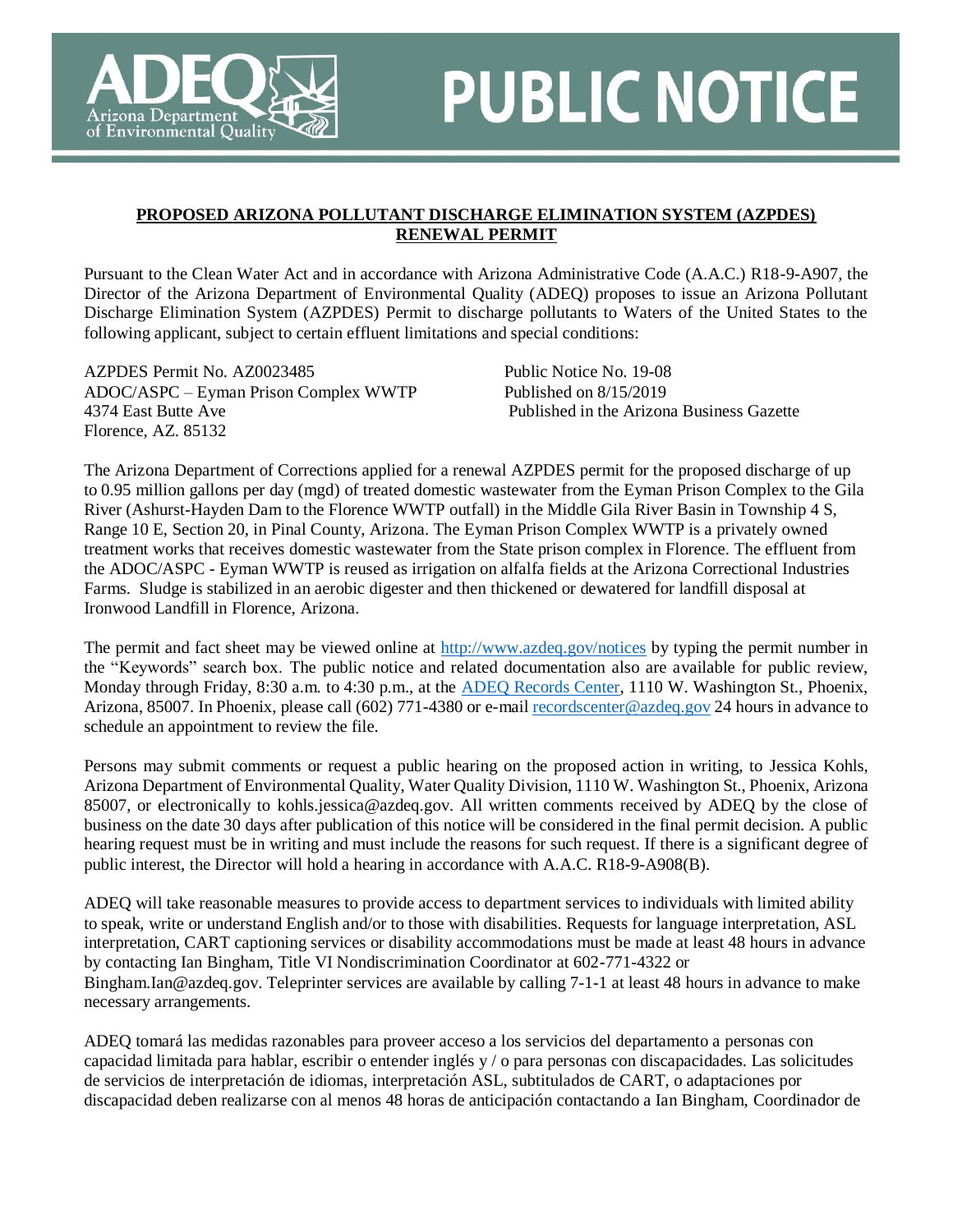# PUBLIC NOTICE

**PROPOSED ARIZONA POLLUTANT DISCHARGE ELIMINATION SYSTEM (AZPDES) RENEWAL PERMIT**

Pursuant to the Clean Water Act and in accordance with Arizona Administrative Code (A.A.C.) R18-9-A907, the Director of the Arizona Department of Environmental Quality (ADEQ) proposes to issue an Arizona Pollutant Discharge Elimination System (AZPDES) Permit to discharge pollutants to Waters of the United States to the following applicant, subject to certain effluent limitations and special conditions:

AZPDES Permit No. AZ0023485
ADOC/ASPC – Eyman Prison Complex WWTP
4374 East Butte Ave
Florence, AZ. 85132

Public Notice No. 19-08
Published on 8/15/2019
Published in the Arizona Business Gazette

The Arizona Department of Corrections applied for a renewal AZPDES permit for the proposed discharge of up to 0.95 million gallons per day (mgd) of treated domestic wastewater from the Eyman Prison Complex to the Gila River (Ashurst-Hayden Dam to the Florence WWTP outfall) in the Middle Gila River Basin in Township 4 S, Range 10 E, Section 20, in Pinal County, Arizona. The Eyman Prison Complex WWTP is a privately owned treatment works that receives domestic wastewater from the State prison complex in Florence. The effluent from the ADOC/ASPC - Eyman WWTP is reused as irrigation on alfalfa fields at the Arizona Correctional Industries Farms. Sludge is stabilized in an aerobic digester and then thickened or dewatered for landfill disposal at Ironwood Landfill in Florence, Arizona.

The permit and fact sheet may be viewed online at http://www.azdeq.gov/notices by typing the permit number in the "Keywords" search box. The public notice and related documentation also are available for public review, Monday through Friday, 8:30 a.m. to 4:30 p.m., at the ADEQ Records Center, 1110 W. Washington St., Phoenix, Arizona, 85007. In Phoenix, please call (602) 771-4380 or e-mail recordscenter@azdeq.gov 24 hours in advance to schedule an appointment to review the file.

Persons may submit comments or request a public hearing on the proposed action in writing, to Jessica Kohls, Arizona Department of Environmental Quality, Water Quality Division, 1110 W. Washington St., Phoenix, Arizona 85007, or electronically to kohls.jessica@azdeq.gov. All written comments received by ADEQ by the close of business on the date 30 days after publication of this notice will be considered in the final permit decision. A public hearing request must be in writing and must include the reasons for such request. If there is a significant degree of public interest, the Director will hold a hearing in accordance with A.A.C. R18-9-A908(B).

ADEQ will take reasonable measures to provide access to department services to individuals with limited ability to speak, write or understand English and/or to those with disabilities. Requests for language interpretation, ASL interpretation, CART captioning services or disability accommodations must be made at least 48 hours in advance by contacting Ian Bingham, Title VI Nondiscrimination Coordinator at 602-771-4322 or Bingham.Ian@azdeq.gov. Teleprinter services are available by calling 7-1-1 at least 48 hours in advance to make necessary arrangements.

ADEQ tomará las medidas razonables para proveer acceso a los servicios del departamento a personas con capacidad limitada para hablar, escribir o entender inglés y / o para personas con discapacidades. Las solicitudes de servicios de interpretación de idiomas, interpretación ASL, subtitulados de CART, o adaptaciones por discapacidad deben realizarse con al menos 48 horas de anticipación contactando a Ian Bingham, Coordinador de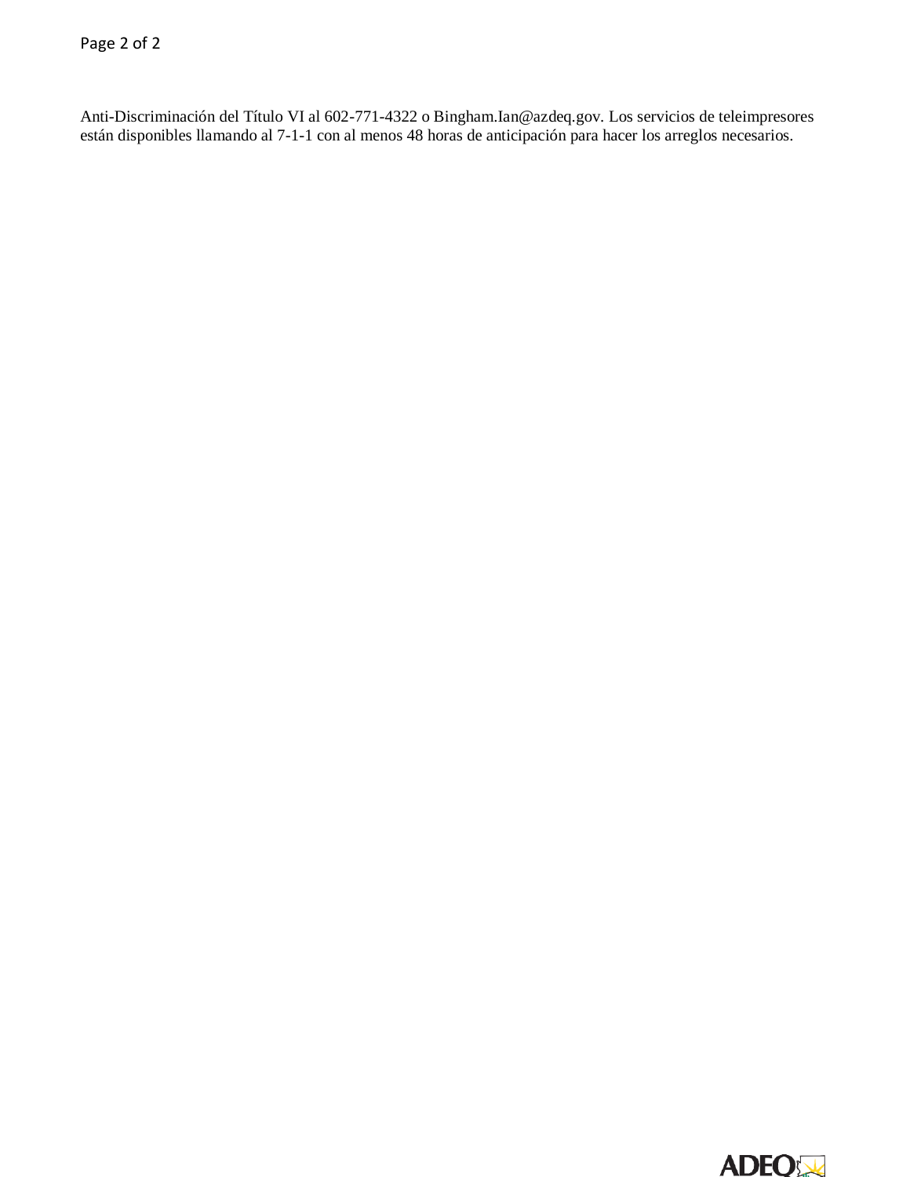Anti-Discriminación del Título VI al 602-771-4322 o Bingham.Ian@azdeq.gov. Los servicios de teleimpresores están disponibles llamando al 7-1-1 con al menos 48 horas de anticipación para hacer los arreglos necesarios.